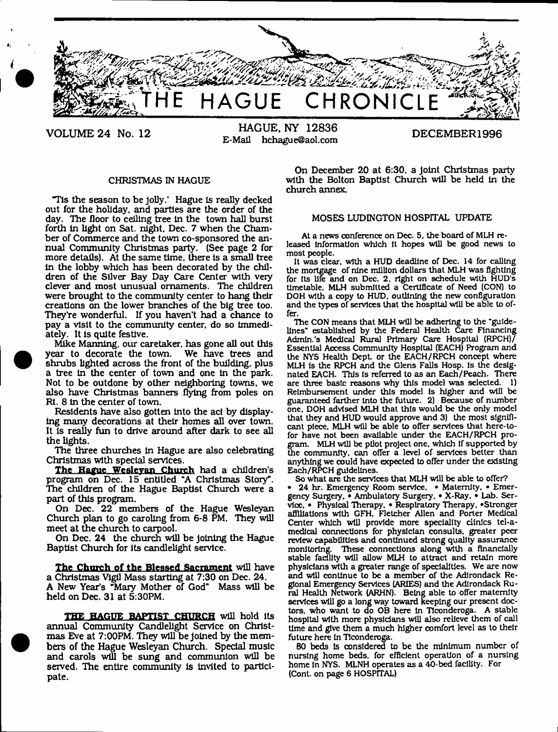# THE HAGUE CHRONICLE

VOLUME 24 No. 12 | HAGUE, NY 12836 | E-Mail hchague@aol.com | DECEMBER1996

## CHRISTMAS IN HAGUE

'Tis the season to be jolly.' Hague is really decked out for the holiday, and parties are the order of the day. The floor to ceiling tree in the town hall burst forth in light on Sat. night, Dec. 7 when the Chamber of Commerce and the town co-sponsored the annual Community Christmas party. (See page 2 for more details). At the same time, there is a small tree in the lobby which has been decorated by the children of the Silver Bay Day Care Center with very clever and most unusual ornaments. The children were brought to the community center to hang their creations on the lower branches of the big tree too. They're wonderful. If you haven't had a chance to pay a visit to the community center, do so immediately. It is quite festive.

Mike Manning, our caretaker, has gone all out this year to decorate the town. We have trees and shrubs lighted across the front of the building, plus a tree in the center of town and one in the park. Not to be outdone by other neighboring towns, we also have Christmas banners flying from poles on Rt. 8 in the center of town.

Residents have also gotten into the act by displaying many decorations at their homes all over town. It is really fun to drive around after dark to see all the lights.

The three churches in Hague are also celebrating Christmas with special services.

**The Hague Wesleyan Church** had a children's program on Dec. 15 entitled "A Christmas Story". The children of the Hague Baptist Church were a part of this program.

On Dec. 22 members of the Hague Wesleyan Church plan to go caroling from 6-8 PM. They will meet at the church to carpool.

On Dec. 24 the church will be joining the Hague Baptist Church for its candlelight service.

**The Church of the Blessed Sacrament** will have a Christmas Vigil Mass starting at 7:30 on Dec. 24. A New Year's "Mary Mother of God" Mass will be held on Dec. 31 at 5:30PM.

**THE HAGUE BAPTIST CHURCH** will hold its annual Community Candlelight Service on Christmas Eve at 7:00PM. They will be joined by the members of the Hague Wesleyan Church. Special music and carols will be sung and communion will be served. The entire community is invited to participate.

On December 20 at 6:30, a joint Christmas party with the Bolton Baptist Church will be held in the church annex.

## MOSES LUDINGTON HOSPITAL UPDATE

At a news conference on Dec. 5, the board of MLH released information which it hopes will be good news to most people.

It was clear, with a HUD deadline of Dec. 14 for calling the mortgage of nine million dollars that MLH was fighting for its life and on Dec. 2, right on schedule with HUD's timetable, MLH submitted a Certificate of Need (CON) to DOH with a copy to HUD, outlining the new configuration and the types of services that the hospital will be able to offer.

The CON means that MLH will be adhering to the "guidelines" established by the Federal Health Care Financing Admin.'s Medical Rural Primary Care Hospital (RPCH)/ Essential Access Community Hospital (EACH) Program and the NYS Health Dept. or the EACH/RPCH concept where MLH is the RPCH and the Glens Falls Hosp. is the designated EACH. This is referred to as an Each/Peach. There are three basic reasons why this model was selected. 1) Reimbursement under this model is higher and will be guaranteed farther into the future. 2) Because of number one, DOH advised MLH that this would be the only model that they and HUD would approve and 3) the most significant piece, MLH will be able to offer services that here-to-for have not been available under the EACH/RPCH program. MLH will be pilot project one, which if supported by the community, can offer a level of services better than anything we could have expected to offer under the existing Each/RPCH guidelines.

So what are the services that MLH will be able to offer? • 24 hr. Emergency Room service. • Maternity. • Emergency Surgery. • Ambulatory Surgery. • X-Ray. • Lab. Service. • Physical Therapy. • Respiratory Therapy. •Stronger affiliations with GFH, Fletcher Allen and Porter Medical Center which will provide more specialty clinics tel-a-medical connections for physician consults, greater peer review capabilities and continued strong quality assurance monitoring. These connections along with a financially stable facility will allow MLH to attract and retain more physicians with a greater range of specialties. We are now and will continue to be a member of the Adirondack Regional Emergency Services (ARIES) and the Adirondack Rural Health Network (ARHN). Being able to offer maternity services will go a long way toward keeping our present doctors, who want to do OB here in Ticonderoga. A stable hospital with more physicians will also relieve them of call time and give them a much higher comfort level as to their future here in Ticonderoga.

80 beds is considered to be the minimum number of nursing home beds, for efficient operation of a nursing home in NYS. MLNH operates as a 40-bed facility. For (Cont. on page 6 HOSPITAL)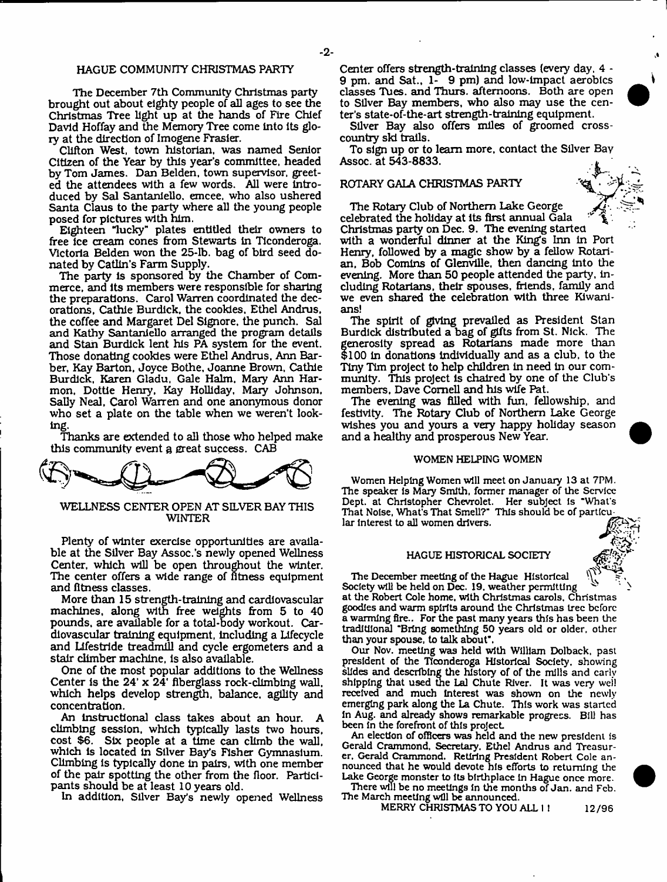## HAGUE COMMUNITY CHRISTMAS PARTY

The December 7th Community Christmas party brought out about eighty people of all ages to see the Christmas Tree light up at the hands of Fire Chief David Hoffay and the Memory Tree come into its glory at the direction of Imogene Frasier.

Clifton West, town historian, was named Senior Citizen of the Year by this year's committee, headed by Tom James. Dan Belden, town supervisor, greeted the attendees with a few words. All were introduced by Sal Santaniello, emcee, who also ushered Santa Claus to the party where all the young people posed for pictures with him.

Eighteen "lucky" plates entitled their owners to free ice cream cones from Stewarts in Ticonderoga. Victoria Belden won the 25-lb. bag of bird seed donated by Catlin's Farm Supply.

The party is sponsored by the Chamber of Commerce, and its members were responsible for sharing the preparations. Carol Warren coordinated the decorations, Cathie Burdick, the cookies, Ethel Andrus, the coffee and Margaret Del Signore, the punch. Sal and Kathy Santaniello arranged the program details and Stan Burdick lent his PA system for the event. Those donating cookies were Ethel Andrus, Ann Barber, Kay Barton, Joyce Bothe, Joanne Brown, Cathie Burdick, Karen Gladu, Gale Halm, Mary Ann Harmon, Dottie Henry, Kay Holliday, Mary Johnson, Sally Neal, Carol Warren and one anonymous donor who set a plate on the table when we weren't looking.

Thanks are extended to all those who helped make this community event a great success. CAB

## WELLNESS CENTER OPEN AT SILVER BAY THIS WINTER

Plenty of winter exercise opportunities are available at the Silver Bay Assoc.'s newly opened Wellness Center, which will be open throughout the winter. The center offers a wide range of fitness equipment and fitness classes.

More than 15 strength-training and cardiovascular machines, along with free weights from 5 to 40 pounds, are available for a total-body workout. Cardiovascular training equipment, including a Lifecycle and Lifestride treadmill and cycle ergometers and a stair climber machine, is also available.

One of the most popular additions to the Wellness Center is the 24' x 24' fiberglass rock-climbing wall, which helps develop strength, balance, agility and concentration.

An instructional class takes about an hour. A climbing session, which typically lasts two hours, cost $6. Six people at a time can climb the wall, which is located in Silver Bay's Fisher Gymnasium. Climbing is typically done in pairs, with one member of the pair spotting the other from the floor. Participants should be at least 10 years old.

In addition, Silver Bay's newly opened Wellness Center offers strength-training classes (every day, 4 - 9 pm. and Sat., 1- 9 pm) and low-impact aerobics classes Tues. and Thurs. afternoons. Both are open to Silver Bay members, who also may use the center's state-of-the-art strength-training equipment.

Silver Bay also offers miles of groomed cross-country ski trails.

To sign up or to learn more, contact the Silver Bay Assoc. at 543-8833.

## ROTARY GALA CHRISTMAS PARTY

The Rotary Club of Northern Lake George celebrated the holiday at its first annual Gala Christmas party on Dec. 9. The evening started with a wonderful dinner at the King's Inn in Port Henry, followed by a magic show by a fellow Rotarian, Bob Comins of Glenville, then dancing into the evening. More than 50 people attended the party, including Rotarians, their spouses, friends, family and we even shared the celebration with three Kiwanians!

The spirit of giving prevailed as President Stan Burdick distributed a bag of gifts from St. Nick. The generosity spread as Rotarians made more than $100 in donations individually and as a club, to the Tiny Tim project to help children in need in our community. This project is chaired by one of the Club's members, Dave Cornell and his wife Pat.

The evening was filled with fun, fellowship, and festivity. The Rotary Club of Northern Lake George wishes you and yours a very happy holiday season and a healthy and prosperous New Year.

## WOMEN HELPING WOMEN

Women Helping Women will meet on January 13 at 7PM. The speaker is Mary Smith, former manager of the Service Dept. at Christopher Chevrolet. Her subject is "What's That Noise, What's That Smell?" This should be of particular interest to all women drivers.

## HAGUE HISTORICAL SOCIETY

The December meeting of the Hague Historical Society will be held on Dec. 19, weather permitting at the Robert Cole home, with Christmas carols, Christmas goodies and warm spirits around the Christmas tree before a warming fire.. For the past many years this has been the traditional "Bring something 50 years old or older, other than your spouse, to talk about".

Our Nov. meeting was held with William Dolback, past president of the Ticonderoga Historical Society, showing slides and describing the history of of the mills and early shipping that used the Lal Chute River. It was very well received and much interest was shown on the newly emerging park along the La Chute. This work was started in Aug. and already shows remarkable progress. Bill has been in the forefront of this project.

An election of officers was held and the new president is Gerald Crammond, Secretary, Ethel Andrus and Treasurer, Gerald Crammond. Retiring President Robert Cole announced that he would devote his efforts to returning the Lake George monster to its birthplace in Hague once more.

There will be no meetings in the months of Jan. and Feb. The March meeting will be announced.

MERRY CHRISTMAS TO YOU ALL ! ! 12/96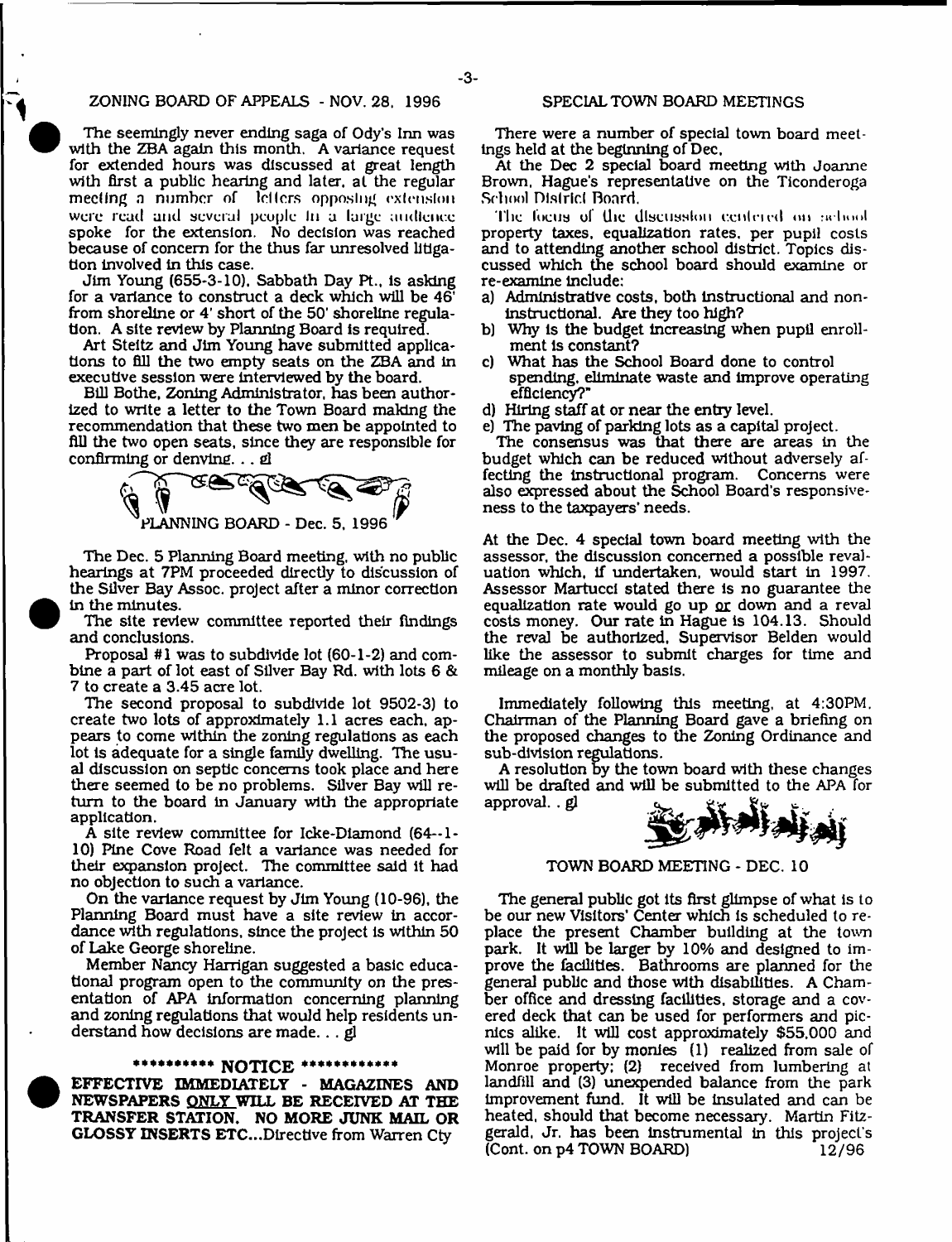## ZONING BOARD OF APPEALS - NOV. 28, 1996

The seemingly never ending saga of Ody's Inn was with the ZBA again this month. A variance request for extended hours was discussed at great length with first a public hearing and later, at the regular meeting a number of letters opposing extension were read and several people in a large audience spoke for the extension. No decision was reached because of concern for the thus far unresolved litigation involved in this case.

Jim Young (655-3-10), Sabbath Day Pt., is asking for a variance to construct a deck which will be 46' from shoreline or 4' short of the 50' shoreline regulation. A site review by Planning Board is required.

Art Steitz and Jim Young have submitted applications to fill the two empty seats on the ZBA and in executive session were interviewed by the board.

Bill Bothe, Zoning Administrator, has been authorized to write a letter to the Town Board making the recommendation that these two men be appointed to fill the two open seats, since they are responsible for confirming or denying. . . gl

## PLANNING BOARD - Dec. 5, 1996

The Dec. 5 Planning Board meeting, with no public hearings at 7PM proceeded directly to discussion of the Silver Bay Assoc. project after a minor correction in the minutes.

The site review committee reported their findings and conclusions.

Proposal #1 was to subdivide lot (60-1-2) and combine a part of lot east of Silver Bay Rd. with lots 6 & 7 to create a 3.45 acre lot.

The second proposal to subdivide lot 9502-3) to create two lots of approximately 1.1 acres each, appears to come within the zoning regulations as each lot is adequate for a single family dwelling. The usual discussion on septic concerns took place and here there seemed to be no problems. Silver Bay will return to the board in January with the appropriate application.

A site review committee for Icke-Diamond (64--1-10) Pine Cove Road felt a variance was needed for their expansion project. The committee said it had no objection to such a variance.

On the variance request by Jim Young (10-96), the Planning Board must have a site review in accordance with regulations, since the project is within 50 of Lake George shoreline.

Member Nancy Harrigan suggested a basic educational program open to the community on the presentation of APA information concerning planning and zoning regulations that would help residents understand how decisions are made. . . gl

********** **NOTICE** ************

**EFFECTIVE IMMEDIATELY - MAGAZINES AND NEWSPAPERS ONLY WILL BE RECEIVED AT THE TRANSFER STATION. NO MORE JUNK MAIL OR GLOSSY INSERTS ETC...**Directive from Warren Cty

## SPECIAL TOWN BOARD MEETINGS

There were a number of special town board meetings held at the beginning of Dec.

At the Dec 2 special board meeting with Joanne Brown, Hague's representative on the Ticonderoga School District Board.

The focus of the discussion centered on school property taxes, equalization rates, per pupil costs and to attending another school district. Topics discussed which the school board should examine or re-examine include:

a) Administrative costs, both instructional and non-instructional. Are they too high?
b) Why is the budget increasing when pupil enrollment is constant?
c) What has the School Board done to control spending, eliminate waste and improve operating efficiency?"
d) Hiring staff at or near the entry level.
e) The paving of parking lots as a capital project.

The consensus was that there are areas in the budget which can be reduced without adversely affecting the instructional program. Concerns were also expressed about the School Board's responsiveness to the taxpayers' needs.

At the Dec. 4 special town board meeting with the assessor, the discussion concerned a possible revaluation which, if undertaken, would start in 1997. Assessor Martucci stated there is no guarantee the equalization rate would go up or down and a reval costs money. Our rate in Hague is 104.13. Should the reval be authorized, Supervisor Belden would like the assessor to submit charges for time and mileage on a monthly basis.

Immediately following this meeting, at 4:30PM, Chairman of the Planning Board gave a briefing on the proposed changes to the Zoning Ordinance and sub-division regulations.

A resolution by the town board with these changes will be drafted and will be submitted to the APA for approval. . gl

## TOWN BOARD MEETING - DEC. 10

The general public got its first glimpse of what is to be our new Visitors' Center which is scheduled to replace the present Chamber building at the town park. It will be larger by 10% and designed to improve the facilities. Bathrooms are planned for the general public and those with disabilities. A Chamber office and dressing facilities, storage and a covered deck that can be used for performers and picnics alike. It will cost approximately $55,000 and will be paid for by monies (1) realized from sale of Monroe property; (2) received from lumbering at landfill and (3) unexpended balance from the park improvement fund. It will be insulated and can be heated, should that become necessary. Martin Fitzgerald, Jr. has been instrumental in this project's (Cont. on p4 TOWN BOARD)

12/96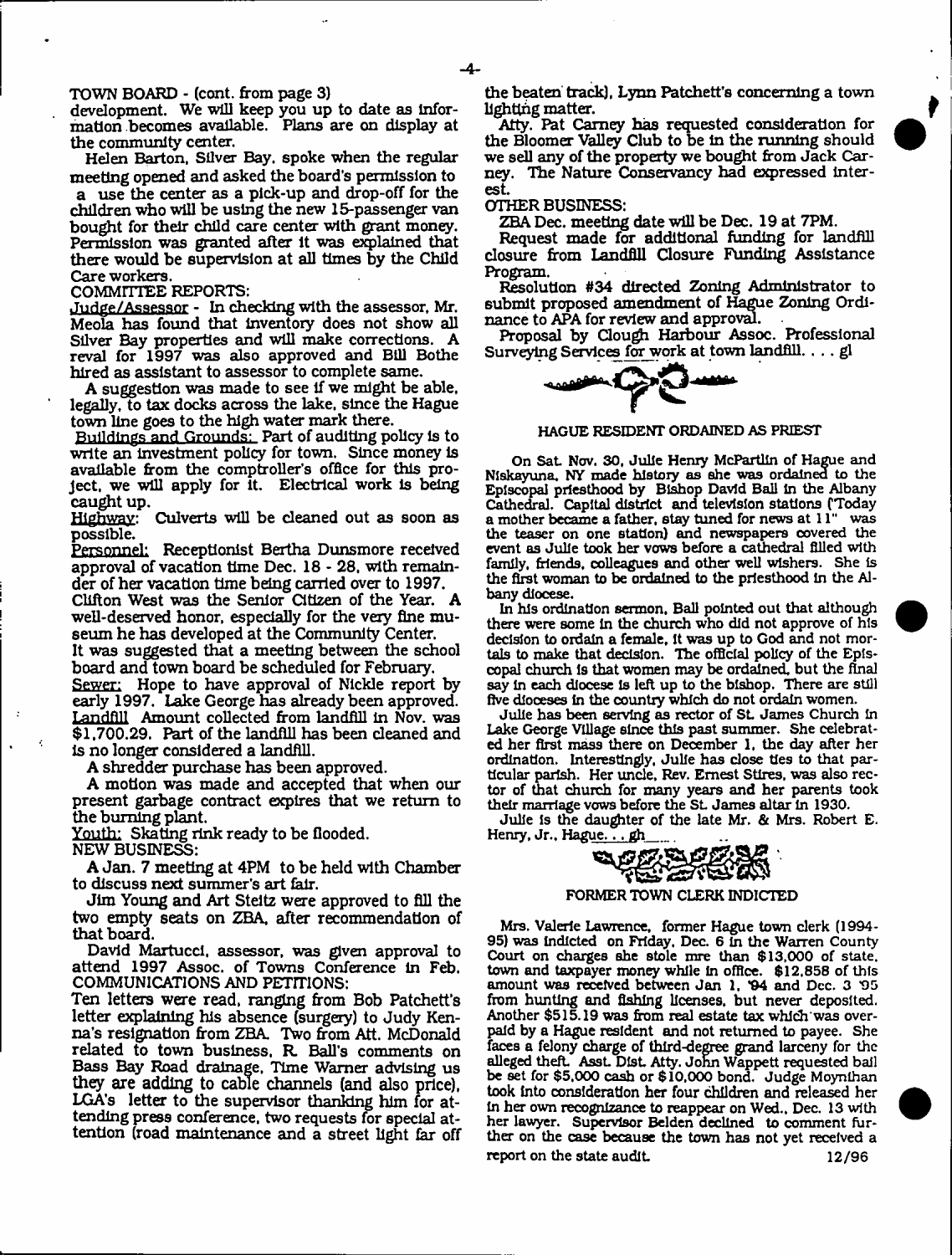TOWN BOARD - (cont. from page 3)

development. We will keep you up to date as information becomes available. Plans are on display at the community center.

Helen Barton, Silver Bay, spoke when the regular meeting opened and asked the board's permission to a use the center as a pick-up and drop-off for the children who will be using the new 15-passenger van bought for their child care center with grant money. Permission was granted after it was explained that there would be supervision at all times by the Child Care workers.

COMMITTEE REPORTS:

Judge/Assessor - In checking with the assessor, Mr. Meola has found that inventory does not show all Silver Bay properties and will make corrections. A reval for 1997 was also approved and Bill Bothe hired as assistant to assessor to complete same.

A suggestion was made to see if we might be able, legally, to tax docks across the lake, since the Hague town line goes to the high water mark there.

Buildings and Grounds: Part of auditing policy is to write an investment policy for town. Since money is available from the comptroller's office for this project, we will apply for it. Electrical work is being caught up.

Highway: Culverts will be cleaned out as soon as possible.

Personnel: Receptionist Bertha Dunsmore received approval of vacation time Dec. 18 - 28, with remainder of her vacation time being carried over to 1997.

Clifton West was the Senior Citizen of the Year. A well-deserved honor, especially for the very fine museum he has developed at the Community Center.

It was suggested that a meeting between the school board and town board be scheduled for February.

Sewer: Hope to have approval of Nickle report by early 1997. Lake George has already been approved.

Landfill Amount collected from landfill in Nov. was $1,700.29. Part of the landfill has been cleaned and is no longer considered a landfill.

A shredder purchase has been approved.

A motion was made and accepted that when our present garbage contract expires that we return to the burning plant.

Youth: Skating rink ready to be flooded.

NEW BUSINESS:

A Jan. 7 meeting at 4PM to be held with Chamber to discuss next summer's art fair.

Jim Young and Art Steitz were approved to fill the two empty seats on ZBA, after recommendation of that board.

David Martucci, assessor, was given approval to attend 1997 Assoc. of Towns Conference in Feb.

COMMUNICATIONS AND PETITIONS:

Ten letters were read, ranging from Bob Patchett's letter explaining his absence (surgery) to Judy Kenna's resignation from ZBA. Two from Att. McDonald related to town business, R. Ball's comments on Bass Bay Road drainage, Time Warner advising us they are adding to cable channels (and also price), LGA's letter to the supervisor thanking him for attending press conference, two requests for special attention (road maintenance and a street light far off the beaten track), Lynn Patchett's concerning a town lighting matter.

Atty. Pat Carney has requested consideration for the Bloomer Valley Club to be in the running should we sell any of the property we bought from Jack Carney. The Nature Conservancy had expressed interest.

OTHER BUSINESS:

ZBA Dec. meeting date will be Dec. 19 at 7PM.

Request made for additional funding for landfill closure from Landfill Closure Funding Assistance Program.

Resolution #34 directed Zoning Administrator to submit proposed amendment of Hague Zoning Ordinance to APA for review and approval.

Proposal by Clough Harbour Assoc. Professional Surveying Services for work at town landfill. . . . gl

## HAGUE RESIDENT ORDAINED AS PRIEST

On Sat. Nov. 30, Julie Henry McPartlin of Hague and Niskayuna, NY made history as she was ordained to the Episcopal priesthood by Bishop David Ball in the Albany Cathedral. Capital district and television stations ("Today a mother became a father, stay tuned for news at 11" was the teaser on one station) and newspapers covered the event as Julie took her vows before a cathedral filled with family, friends, colleagues and other well wishers. She is the first woman to be ordained to the priesthood in the Albany diocese.

In his ordination sermon, Ball pointed out that although there were some in the church who did not approve of his decision to ordain a female, it was up to God and not mortals to make that decision. The official policy of the Episcopal church is that women may be ordained, but the final say in each diocese is left up to the bishop. There are still five dioceses in the country which do not ordain women.

Julie has been serving as rector of St. James Church in Lake George Village since this past summer. She celebrated her first mass there on December 1, the day after her ordination. Interestingly, Julie has close ties to that particular parish. Her uncle, Rev. Ernest Stires, was also rector of that church for many years and her parents took their marriage vows before the St. James altar in 1930.

Julie is the daughter of the late Mr. & Mrs. Robert E. Henry, Jr., Hague. . . gh

## FORMER TOWN CLERK INDICTED

Mrs. Valerie Lawrence, former Hague town clerk (1994-95) was indicted on Friday, Dec. 6 in the Warren County Court on charges she stole mre than $13,000 of state, town and taxpayer money while in office. $12,858 of this amount was received between Jan 1, '94 and Dec. 3 '95 from hunting and fishing licenses, but never deposited. Another $515.19 was from real estate tax which was overpaid by a Hague resident and not returned to payee. She faces a felony charge of third-degree grand larceny for the alleged theft. Asst. Dist. Atty. John Wappett requested bail be set for $5,000 cash or $10,000 bond. Judge Moynihan took into consideration her four children and released her in her own recognizance to reappear on Wed., Dec. 13 with her lawyer. Supervisor Belden declined to comment further on the case because the town has not yet received a report on the state audit. 12/96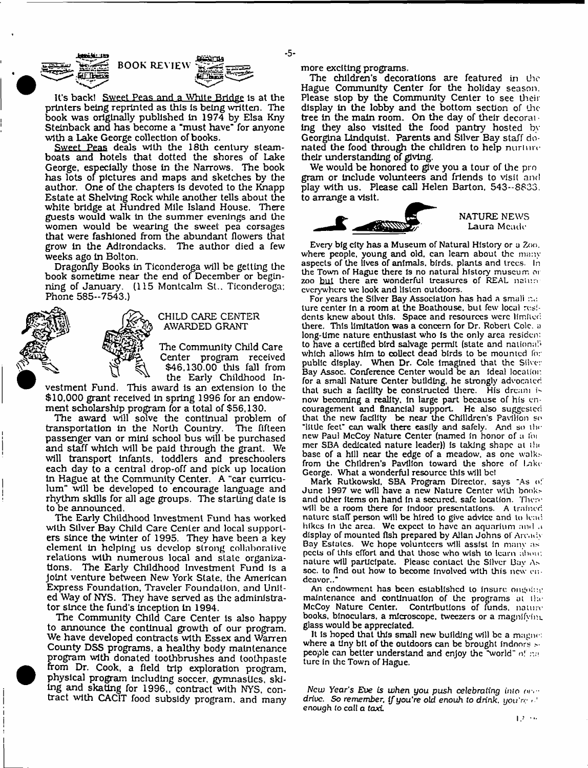## BOOK REVIEW

It's back! Sweet Peas and a White Bridge is at the printers being reprinted as this is being written. The book was originally published in 1974 by Elsa Kny Steinback and has become a "must have" for anyone with a Lake George collection of books.

Sweet Peas deals with the 18th century steamboats and hotels that dotted the shores of Lake George, especially those in the Narrows. The book has lots of pictures and maps and sketches by the author. One of the chapters is devoted to the Knapp Estate at Shelving Rock while another tells about the white bridge at Hundred Mile Island House. There guests would walk in the summer evenings and the women would be wearing the sweet pea corsages that were fashioned from the abundant flowers that grow in the Adirondacks. The author died a few weeks ago in Bolton.

Dragonfly Books in Ticonderoga will be getting the book sometime near the end of December or beginning of January. (115 Montcalm St., Ticonderoga; Phone 585--7543.)

## CHILD CARE CENTER AWARDED GRANT

The Community Child Care Center program received $46,130.00 this fall from the Early Childhood Investment Fund. This award is an extension to the $10,000 grant received in spring 1996 for an endowment scholarship program for a total of $56,130.

The award will solve the continual problem of transportation in the North Country. The fifteen passenger van or mini school bus will be purchased and staff which will be paid through the grant. We will transport infants, toddlers and preschoolers each day to a central drop-off and pick up location in Hague at the Community Center. A "car curriculum" will be developed to encourage language and rhythm skills for all age groups. The starting date is to be announced.

The Early Childhood Investment Fund has worked with Silver Bay Child Care Center and local supporters since the winter of 1995. They have been a key element in helping us develop strong collaborative relations with numerous local and state organizations. The Early Childhood Investment Fund is a joint venture between New York State, the American Express Foundation, Traveler Foundation, and United Way of NYS. They have served as the administrator since the fund's inception in 1994.

The Community Child Care Center is also happy to announce the continual growth of our program. We have developed contracts with Essex and Warren County DSS programs, a healthy body maintenance program with donated toothbrushes and toothpaste from Dr. Cook, a field trip exploration program, physical program including soccer, gymnastics, skiing and skating for 1996,. contract with NYS, contract with CACIT food subsidy program, and many more exciting programs.

The children's decorations are featured in the Hague Community Center for the holiday season. Please stop by the Community Center to see their display in the lobby and the bottom section of the tree in the main room. On the day of their decorating they also visited the food pantry hosted by Georgina Lindquist. Parents and Silver Bay staff donated the food through the children to help nurture their understanding of giving.

We would be honored to give you a tour of the program or include volunteers and friends to visit and play with us. Please call Helen Barton, 543--8833, to arrange a visit.

## NATURE NEWS
Laura Meade

Every big city has a Museum of Natural History or a Zoo, where people, young and old, can learn about the many aspects of the lives of animals, birds, plants and trees. In the Town of Hague there is no natural history museum or zoo but there are wonderful treasures of REAL nature everywhere we look and listen outdoors.

For years the Silver Bay Association has had a small nature center in a room at the Boathouse, but few local residents knew about this. Space and resources were limited there. This limitation was a concern for Dr. Robert Cole, a long-time nature enthusiast who is the only area resident to have a certified bird salvage permit (state and national) which allows him to collect dead birds to be mounted for public display. When Dr. Cole imagined that the Silver Bay Assoc. Conference Center would be an ideal location for a small Nature Center building, he strongly advocated that such a facility be constructed there. His dream is now becoming a reality, in large part because of his encouragement and financial support. He also suggested that the new facility be near the Chilldren's Pavilion so "little feet" can walk there easily and safely. And so the new Paul McCoy Nature Center (named in honor of a former SBA dedicated nature leader)) is taking shape at the base of a hill near the edge of a meadow, as one walks from the Children's Pavilion toward the shore of Lake George. What a wonderful resource this will be!

Mark Rutkowski, SBA Program Director, says "As of June 1997 we will have a new Nature Center with books and other items on hand in a secured, safe location. There will be a room there for indoor presentations. A trained nature staff person will be hired to give advice and to lead hikes in the area. We expect to have an aquarium and a display of mounted fish prepared by Allan Johns of Arcady Bay Estates. We hope volunteers will assist in many aspects of this effort and that those who wish to learn about nature will participate. Please contact the Silver Bay Assoc. to find out how to become involved with this new endeavor.."

An endowment has been established to insure ongoing maintenance and continuation of the programs at the McCoy Nature Center. Contributions of funds, nature books, binoculars, a microscope, tweezers or a magnifying glass would be appreciated.

It is hoped that this small new building will be a magnet where a tiny bit of the outdoors can be brought indoors so people can better understand and enjoy the "world" of nature in the Town of Hague.

*New Year's Eve is when you push celebrating into over-drive. So remember, if you're old enouh to drink, you're old enough to call a taxi.*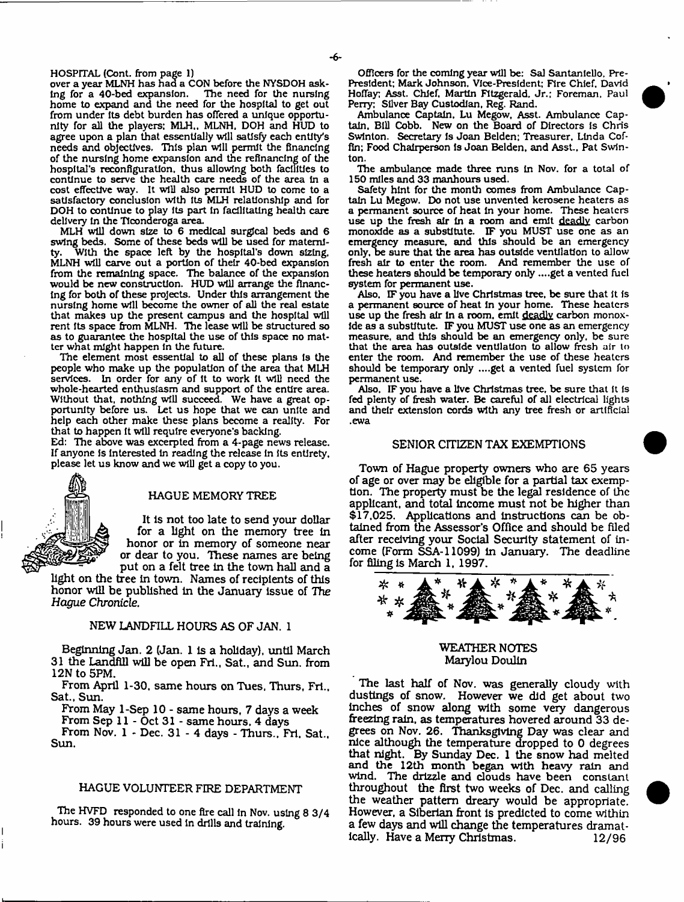HOSPITAL (Cont. from page 1)

over a year MLNH has had a CON before the NYSDOH asking for a 40-bed expansion. The need for the nursing home to expand and the need for the hospital to get out from under its debt burden has offered a unique opportunity for all the players; MLH,. MLNH, DOH and HUD to agree upon a plan that essentially will satisfy each entity's needs and objectives. This plan will permit the financing of the nursing home expansion and the refinancing of the hospital's reconfiguration, thus allowing both facilities to continue to serve the health care needs of the area in a cost effective way. It will also permit HUD to come to a satisfactory conclusion with its MLH relationship and for DOH to continue to play its part in facilitating health care delivery in the Ticonderoga area.

MLH will down size to 6 medical surgical beds and 6 swing beds. Some of these beds will be used for maternity. With the space left by the hospital's down sizing, MLNH will carve out a portion of their 40-bed expansion from the remaining space. The balance of the expansion would be new construction. HUD will arrange the financing for both of these projects. Under this arrangement the nursing home will become the owner of all the real estate that makes up the present campus and the hospital will rent its space from MLNH. The lease will be structured so as to guarantee the hospital the use of this space no matter what might happen in the future.

The element most essential to all of these plans is the people who make up the population of the area that MLH services. In order for any of it to work it will need the whole-hearted enthusiasm and support of the entire area. Without that, nothing will succeed. We have a great opportunity before us. Let us hope that we can unite and help each other make these plans become a reality. For that to happen it will require everyone's backing.

Ed: The above was excerpted from a 4-page news release. If anyone is interested in reading the release in its entirety, please let us know and we will get a copy to you.

## HAGUE MEMORY TREE

It is not too late to send your dollar for a light on the memory tree in honor or in memory of someone near or dear to you. These names are being put on a felt tree in the town hall and a light on the tree in town. Names of recipients of this honor will be published in the January issue of *The Hague Chronicle.*

## NEW LANDFILL HOURS AS OF JAN. 1

Beginning Jan. 2 (Jan. 1 is a holiday), until March 31 the Landfill will be open Fri., Sat., and Sun. from 12N to 5PM.

From April 1-30, same hours on Tues, Thurs, Fri., Sat., Sun.

From May 1-Sep 10 - same hours, 7 days a week

From Sep 11 - Oct 31 - same hours, 4 days

From Nov. 1 - Dec. 31 - 4 days - Thurs., Fri, Sat., Sun.

## HAGUE VOLUNTEER FIRE DEPARTMENT

The HVFD responded to one fire call in Nov. using 8 3/4 hours. 39 hours were used in drills and training.

Officers for the coming year will be: Sal Santaniello, Pre-President; Mark Johnson, Vice-President; Fire Chief, David Hoffay; Asst. Chief, Martin Fitzgerald, Jr.; Foreman, Paul Perry; Silver Bay Custodian, Reg. Rand.

Ambulance Captain, Lu Megow, Asst. Ambulance Captain, Bill Cobb. New on the Board of Directors is Chris Swinton. Secretary is Joan Belden; Treasurer, Linda Coffin; Food Chairperson is Joan Belden, and Asst., Pat Swinton.

The ambulance made three runs in Nov. for a total of 150 miles and 33 manhours used.

Safety hint for the month comes from Ambulance Captain Lu Megow. Do not use unvented kerosene heaters as a permanent source of heat in your home. These heaters use up the fresh air in a room and emit deadly carbon monoxide as a substitute. IF you MUST use one as an emergency measure, and this should be an emergency only, be sure that the area has outside ventilation to allow fresh air to enter the room. And remember the use of these heaters should be temporary only ....get a vented fuel system for permanent use.

Also, IF you have a live Christmas tree, be sure that it is a permanent source of heat in your home. These heaters use up the fresh air in a room, emit deadly carbon monoxide as a substitute. IF you MUST use one as an emergency measure, and this should be an emergency only, be sure that the area has outside ventilation to allow fresh air to enter the room. And remember the use of these heaters should be temporary only ....get a vented fuel system for permanent use.

Also, IF you have a live Christmas tree, be sure that it is fed plenty of fresh water. Be careful of all electrical lights and their extension cords with any tree fresh or artificial .ewa

## SENIOR CITIZEN TAX EXEMPTIONS

Town of Hague property owners who are 65 years of age or over may be eligible for a partial tax exemption. The property must be the legal residence of the applicant, and total income must not be higher than $17,025. Applications and instructions can be obtained from the Assessor's Office and should be filed after receiving your Social Security statement of income (Form SSA-11099) in January. The deadline for filing is March 1, 1997.

## WEATHER NOTES
Marylou Doulin

The last half of Nov. was generally cloudy with dustings of snow. However we did get about two inches of snow along with some very dangerous freezing rain, as temperatures hovered around 33 degrees on Nov. 26. Thanksgiving Day was clear and nice although the temperature dropped to 0 degrees that night. By Sunday Dec. 1 the snow had melted and the 12th month began with heavy rain and wind. The drizzle and clouds have been constant throughout the first two weeks of Dec. and calling the weather pattern dreary would be appropriate. However, a Siberian front is predicted to come within a few days and will change the temperatures dramatically. Have a Merry Christmas. 12/96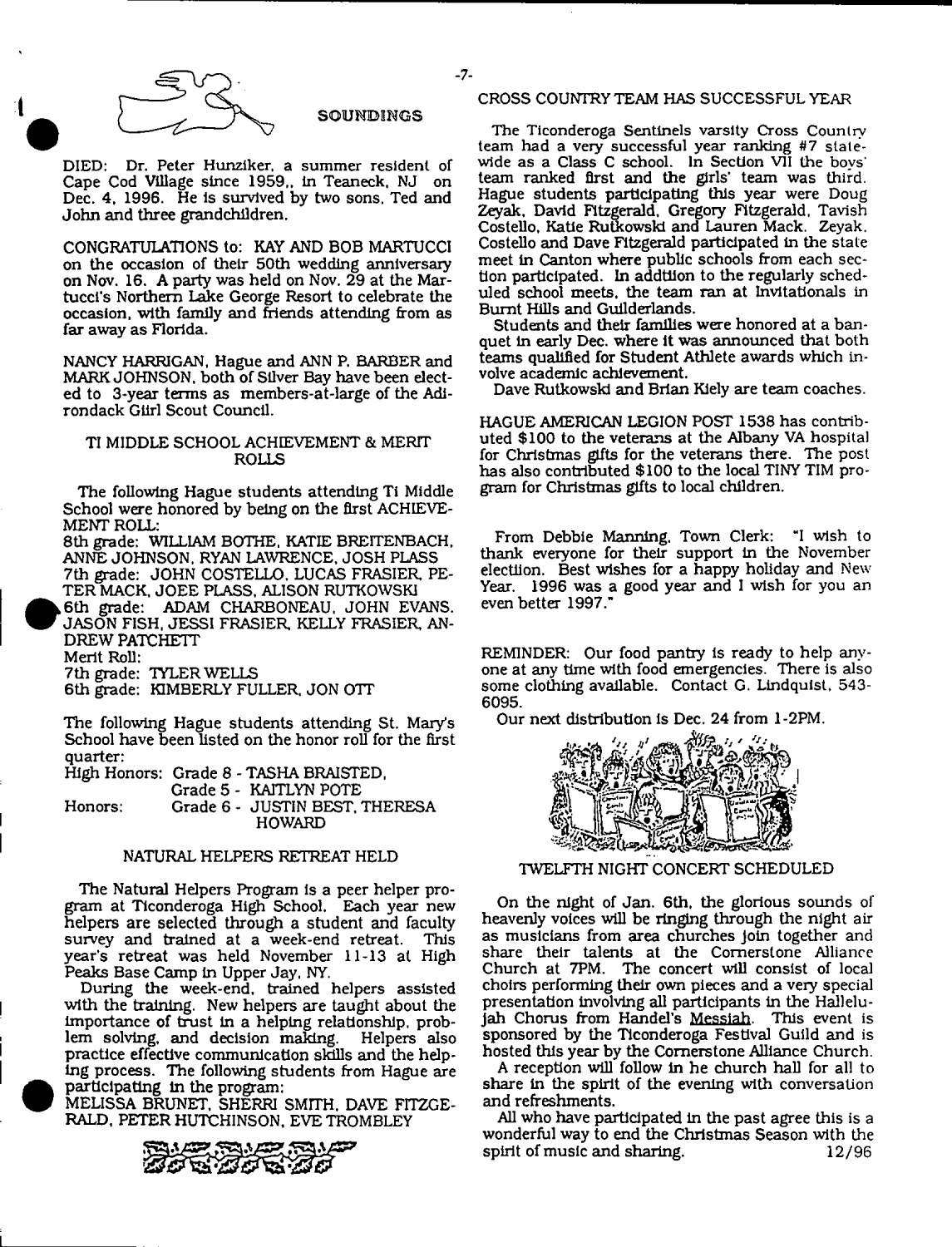## SOUNDINGS

DIED: Dr. Peter Hunziker, a summer resident of Cape Cod Village since 1959,, in Teaneck, NJ on Dec. 4, 1996. He is survived by two sons, Ted and John and three grandchildren.

CONGRATULATIONS to: KAY AND BOB MARTUCCI on the occasion of their 50th wedding anniversary on Nov. 16. A party was held on Nov. 29 at the Martucci's Northern Lake George Resort to celebrate the occasion, with family and friends attending from as far away as Florida.

NANCY HARRIGAN, Hague and ANN P. BARBER and MARK JOHNSON, both of Silver Bay have been elected to 3-year terms as members-at-large of the Adirondack Girl Scout Council.

### TI MIDDLE SCHOOL ACHIEVEMENT & MERIT ROLLS

The following Hague students attending Ti Middle School were honored by being on the first ACHIEVEMENT ROLL:

8th grade: WILLIAM BOTHE, KATIE BREITENBACH, ANNE JOHNSON, RYAN LAWRENCE, JOSH PLASS
7th grade: JOHN COSTELLO, LUCAS FRASIER, PETER MACK, JOEE PLASS, ALISON RUTKOWSKI
6th grade: ADAM CHARBONEAU, JOHN EVANS, JASON FISH, JESSI FRASIER, KELLY FRASIER, ANDREW PATCHETT

Merit Roll:
7th grade: TYLER WELLS
6th grade: KIMBERLY FULLER, JON OTT

The following Hague students attending St. Mary's School have been listed on the honor roll for the first quarter:

High Honors: Grade 8 - TASHA BRAISTED,
Grade 5 - KAITLYN POTE
Honors: Grade 6 - JUSTIN BEST, THERESA HOWARD

### NATURAL HELPERS RETREAT HELD

The Natural Helpers Program is a peer helper program at Ticonderoga High School. Each year new helpers are selected through a student and faculty survey and trained at a week-end retreat. This year's retreat was held November 11-13 at High Peaks Base Camp in Upper Jay, NY.

During the week-end, trained helpers assisted with the training. New helpers are taught about the importance of trust in a helping relationship, problem solving, and decision making. Helpers also practice effective communication skills and the helping process. The following students from Hague are participating in the program:

MELISSA BRUNET, SHERRI SMITH, DAVE FITZGERALD, PETER HUTCHINSON, EVE TROMBLEY

### CROSS COUNTRY TEAM HAS SUCCESSFUL YEAR

The Ticonderoga Sentinels varsity Cross Country team had a very successful year ranking #7 statewide as a Class C school. In Section VII the boys' team ranked first and the girls' team was third. Hague students participating this year were Doug Zeyak, David Fitzgerald, Gregory Fitzgerald, Tavish Costello, Katie Rutkowski and Lauren Mack. Zeyak, Costello and Dave Fitzgerald participated in the state meet in Canton where public schools from each section participated. In addition to the regularly scheduled school meets, the team ran at invitationals in Burnt Hills and Guilderlands.

Students and their families were honored at a banquet in early Dec. where it was announced that both teams qualified for Student Athlete awards which involve academic achievement.

Dave Rutkowski and Brian Kiely are team coaches.

HAGUE AMERICAN LEGION POST 1538 has contributed $100 to the veterans at the Albany VA hospital for Christmas gifts for the veterans there. The post has also contributed $100 to the local TINY TIM program for Christmas gifts to local children.

From Debbie Manning, Town Clerk: "I wish to thank everyone for their support in the November election. Best wishes for a happy holiday and New Year. 1996 was a good year and I wish for you an even better 1997."

REMINDER: Our food pantry is ready to help anyone at any time with food emergencies. There is also some clothing available. Contact G. Lindquist, 543-6095.

Our next distribution is Dec. 24 from 1-2PM.

### TWELFTH NIGHT CONCERT SCHEDULED

On the night of Jan. 6th, the glorious sounds of heavenly voices will be ringing through the night air as musicians from area churches join together and share their talents at the Cornerstone Alliance Church at 7PM. The concert will consist of local choirs performing their own pieces and a very special presentation involving all participants in the Hallelujah Chorus from Handel's Messiah. This event is sponsored by the Ticonderoga Festival Guild and is hosted this year by the Cornerstone Alliance Church.

A reception will follow in he church hall for all to share in the spirit of the evening with conversation and refreshments.

All who have participated in the past agree this is a wonderful way to end the Christmas Season with the spirit of music and sharing. 12/96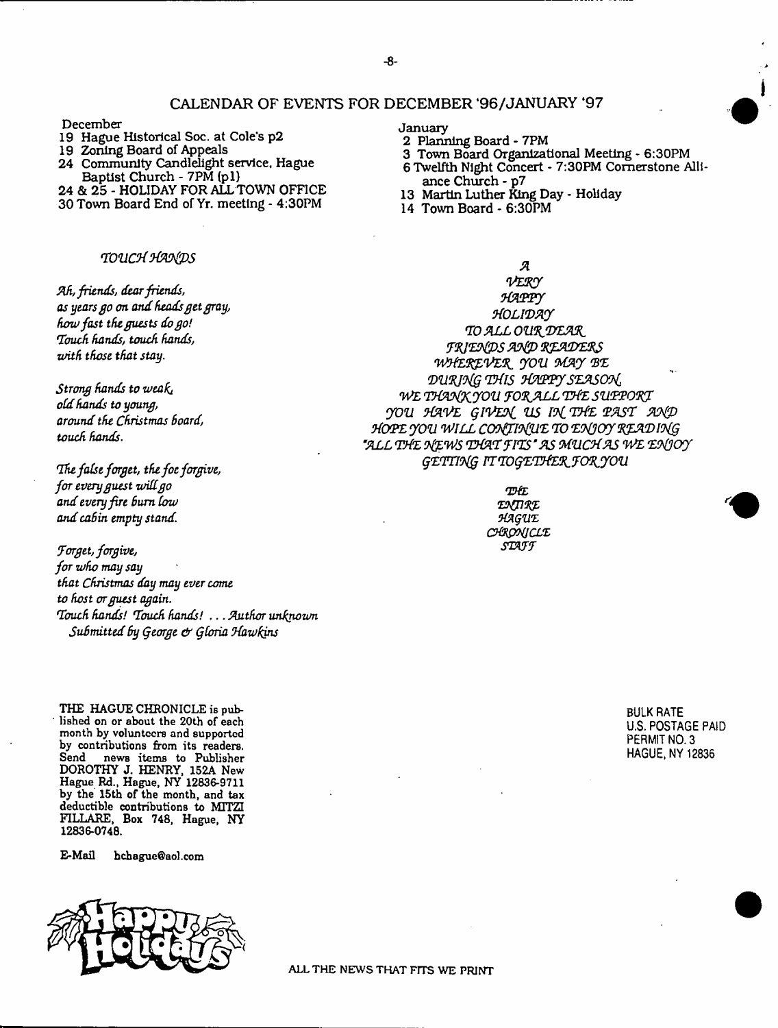## CALENDAR OF EVENTS FOR DECEMBER '96/JANUARY '97

December
- 19 Hague Historical Soc. at Cole's p2
- 19 Zoning Board of Appeals
- 24 Community Candlelight service, Hague Baptist Church - 7PM (p1)
- 24 & 25 - HOLIDAY FOR ALL TOWN OFFICE
- 30 Town Board End of Yr. meeting - 4:30PM

January
- 2 Planning Board - 7PM
- 3 Town Board Organizational Meeting - 6:30PM
- 6 Twelfth Night Concert - 7:30PM Cornerstone Alliance Church - p7
- 13 Martin Luther King Day - Holiday
- 14 Town Board - 6:30PM

### *TOUCH HANDS*

*Ah, friends, dear friends,*
*as years go on and heads get gray,*
*how fast the guests do go!*
*Touch hands, touch hands,*
*with those that stay.*

*Strong hands to weak,*
*old hands to young,*
*around the Christmas board,*
*touch hands.*

*The false forget, the foe forgive,*
*for every guest will go*
*and every fire burn low*
*and cabin empty stand.*

*Forget, forgive,*
*for who may say*
*that Christmas day may ever come*
*to host or guest again.*
*Touch hands! Touch hands! ... Author unknown*
*Submitted by George & Gloria Hawkins*

*A VERY HAPPY HOLIDAY TO ALL OUR DEAR FRIENDS AND READERS WHEREVER YOU MAY BE DURING THIS HAPPY SEASON. WE THANK YOU FOR ALL THE SUPPORT YOU HAVE GIVEN US IN THE PAST AND HOPE YOU WILL CONTINUE TO ENJOY READING "ALL THE NEWS THAT FITS" AS MUCH AS WE ENJOY GETTING IT TOGETHER FOR YOU*

*THE ENTIRE HAGUE CHRONICLE STAFF*

THE HAGUE CHRONICLE is published on or about the 20th of each month by volunteers and supported by contributions from its readers. Send news items to Publisher DOROTHY J. HENRY, 152A New Hague Rd., Hague, NY 12836-9711 by the 15th of the month, and tax deductible contributions to MITZI FILLARE, Box 748, Hague, NY 12836-0748.

E-Mail hchague@aol.com

BULK RATE
U.S. POSTAGE PAID
PERMIT NO. 3
HAGUE, NY 12836

Happy Holidays

ALL THE NEWS THAT FITS WE PRINT